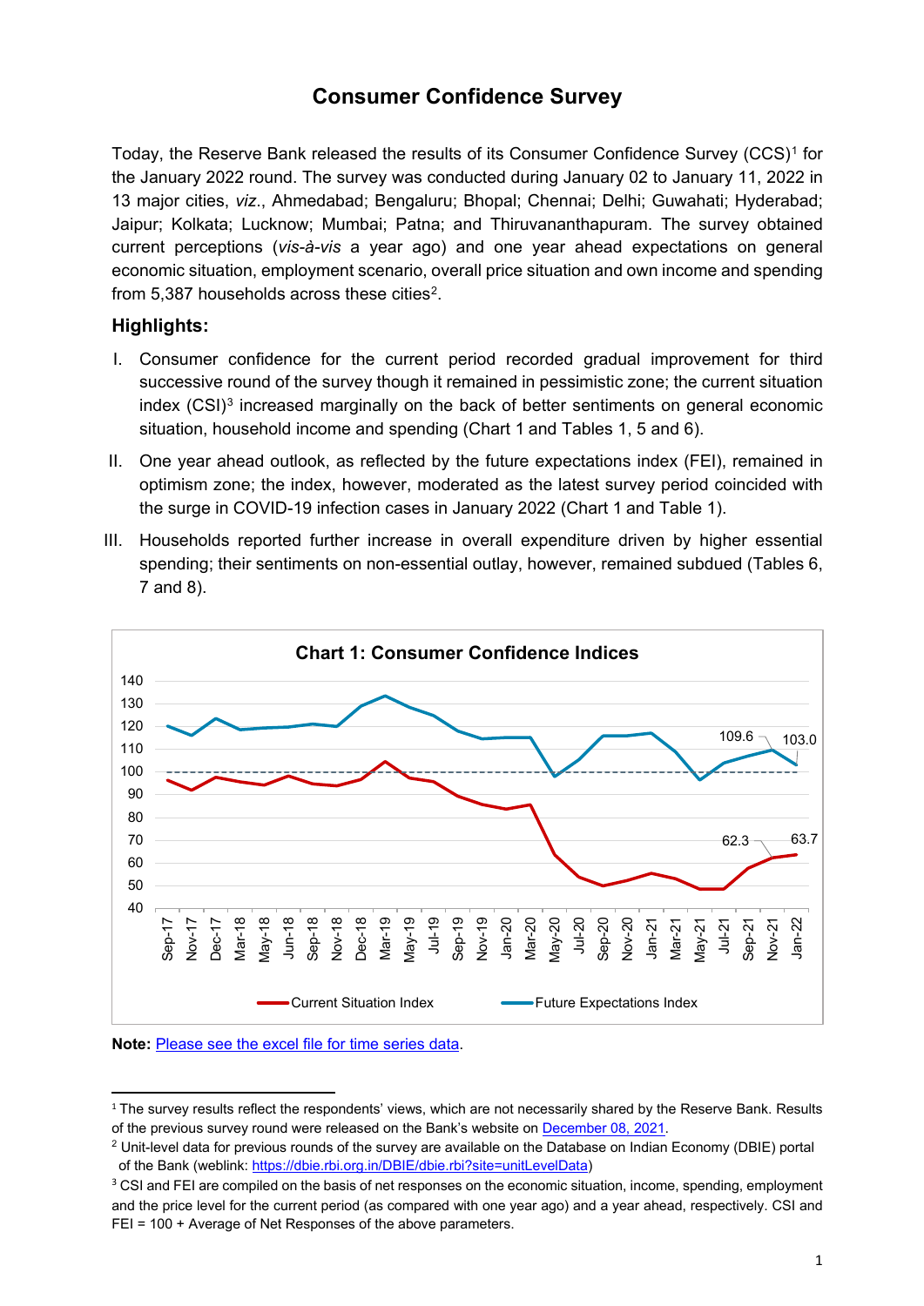# Consumer Confidence Survey

Today, the Reserve Bank released the results of its Consumer Confidence Survey (CCS)[1] for the January 2022 round. The survey was conducted during January 02 to January 11, 2022 in 13 major cities, *viz*., Ahmedabad; Bengaluru; Bhopal; Chennai; Delhi; Guwahati; Hyderabad; Jaipur; Kolkata; Lucknow; Mumbai; Patna; and Thiruvananthapuram. The survey obtained current perceptions (*vis-à-vis* a year ago) and one year ahead expectations on general economic situation, employment scenario, overall price situation and own income and spending from 5,387 households across these cities[2].

## Highlights:

I. Consumer confidence for the current period recorded gradual improvement for third successive round of the survey though it remained in pessimistic zone; the current situation index (CSI)[3] increased marginally on the back of better sentiments on general economic situation, household income and spending (Chart 1 and Tables 1, 5 and 6).

II. One year ahead outlook, as reflected by the future expectations index (FEI), remained in optimism zone; the index, however, moderated as the latest survey period coincided with the surge in COVID-19 infection cases in January 2022 (Chart 1 and Table 1).

III. Households reported further increase in overall expenditure driven by higher essential spending; their sentiments on non-essential outlay, however, remained subdued (Tables 6, 7 and 8).

**Chart 1: Consumer Confidence Indices**

**Note:** [Please see the excel file for time series data](#).

---

[1] The survey results reflect the respondents' views, which are not necessarily shared by the Reserve Bank. Results of the previous survey round were released on the Bank's website on [December 08, 2021](#).

[2] Unit-level data for previous rounds of the survey are available on the Database on Indian Economy (DBIE) portal of the Bank (weblink: https://dbie.rbi.org.in/DBIE/dbie.rbi?site=unitLevelData)

[3] CSI and FEI are compiled on the basis of net responses on the economic situation, income, spending, employment and the price level for the current period (as compared with one year ago) and a year ahead, respectively. CSI and FEI = 100 + Average of Net Responses of the above parameters.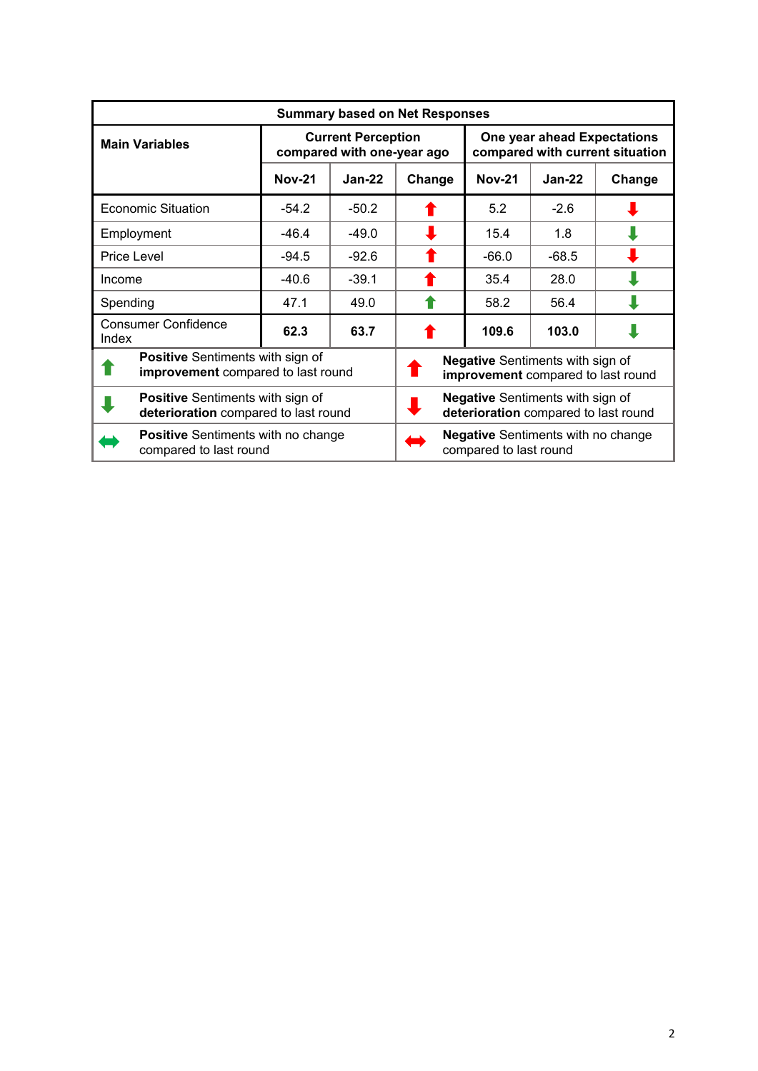| Summary based on Net Responses | | | | | | |
|---|---|---|---|---|---|---|
| **Main Variables** | **Current Perception compared with one-year ago** | | | **One year ahead Expectations compared with current situation** | | |
| | **Nov-21** | **Jan-22** | **Change** | **Nov-21** | **Jan-22** | **Change** |
| Economic Situation | -54.2 | -50.2 | ⬆ (red) | 5.2 | -2.6 | ⬇ (red) |
| Employment | -46.4 | -49.0 | ⬇ (red) | 15.4 | 1.8 | ⬇ (green) |
| Price Level | -94.5 | -92.6 | ⬆ (red) | -66.0 | -68.5 | ⬇ (red) |
| Income | -40.6 | -39.1 | ⬆ (red) | 35.4 | 28.0 | ⬇ (green) |
| Spending | 47.1 | 49.0 | ⬆ (green) | 58.2 | 56.4 | ⬇ (green) |
| Consumer Confidence Index | **62.3** | **63.7** | ⬆ (red) | **109.6** | **103.0** | ⬇ (green) |

| Symbol | Meaning | Symbol | Meaning |
|---|---|---|---|
| ⬆ (green) | **Positive** Sentiments with sign of **improvement** compared to last round | ⬆ (red) | **Negative** Sentiments with sign of **improvement** compared to last round |
| ⬇ (green) | **Positive** Sentiments with sign of **deterioration** compared to last round | ⬇ (red) | **Negative** Sentiments with sign of **deterioration** compared to last round |
| ⬌ (green) | **Positive** Sentiments with no change compared to last round | ⬌ (red) | **Negative** Sentiments with no change compared to last round |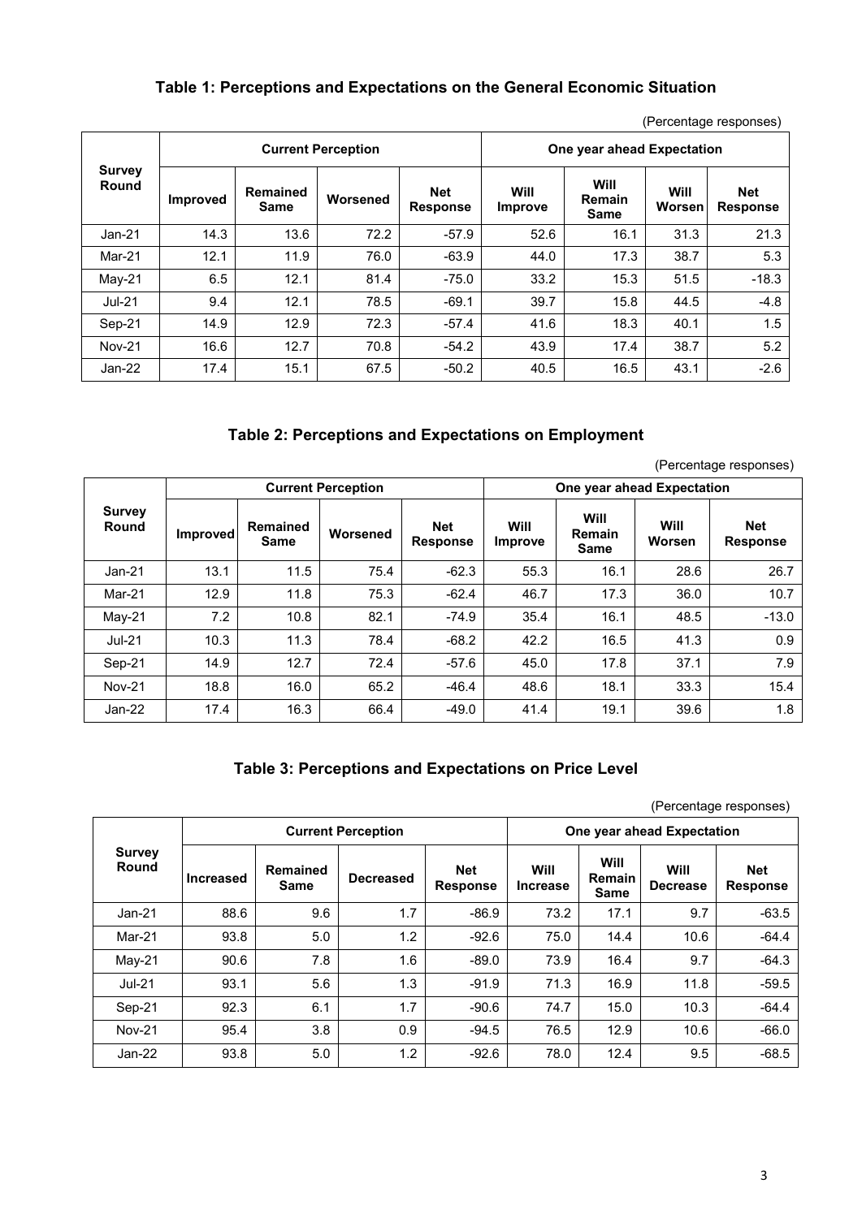## Table 1: Perceptions and Expectations on the General Economic Situation

(Percentage responses)

| Survey Round | Current Perception | | | | One year ahead Expectation | | | |
|---|---|---|---|---|---|---|---|---|
| | Improved | Remained Same | Worsened | Net Response | Will Improve | Will Remain Same | Will Worsen | Net Response |
| Jan-21 | 14.3 | 13.6 | 72.2 | -57.9 | 52.6 | 16.1 | 31.3 | 21.3 |
| Mar-21 | 12.1 | 11.9 | 76.0 | -63.9 | 44.0 | 17.3 | 38.7 | 5.3 |
| May-21 | 6.5 | 12.1 | 81.4 | -75.0 | 33.2 | 15.3 | 51.5 | -18.3 |
| Jul-21 | 9.4 | 12.1 | 78.5 | -69.1 | 39.7 | 15.8 | 44.5 | -4.8 |
| Sep-21 | 14.9 | 12.9 | 72.3 | -57.4 | 41.6 | 18.3 | 40.1 | 1.5 |
| Nov-21 | 16.6 | 12.7 | 70.8 | -54.2 | 43.9 | 17.4 | 38.7 | 5.2 |
| Jan-22 | 17.4 | 15.1 | 67.5 | -50.2 | 40.5 | 16.5 | 43.1 | -2.6 |

## Table 2: Perceptions and Expectations on Employment

(Percentage responses)

| Survey Round | Current Perception | | | | One year ahead Expectation | | | |
|---|---|---|---|---|---|---|---|---|
| | Improved | Remained Same | Worsened | Net Response | Will Improve | Will Remain Same | Will Worsen | Net Response |
| Jan-21 | 13.1 | 11.5 | 75.4 | -62.3 | 55.3 | 16.1 | 28.6 | 26.7 |
| Mar-21 | 12.9 | 11.8 | 75.3 | -62.4 | 46.7 | 17.3 | 36.0 | 10.7 |
| May-21 | 7.2 | 10.8 | 82.1 | -74.9 | 35.4 | 16.1 | 48.5 | -13.0 |
| Jul-21 | 10.3 | 11.3 | 78.4 | -68.2 | 42.2 | 16.5 | 41.3 | 0.9 |
| Sep-21 | 14.9 | 12.7 | 72.4 | -57.6 | 45.0 | 17.8 | 37.1 | 7.9 |
| Nov-21 | 18.8 | 16.0 | 65.2 | -46.4 | 48.6 | 18.1 | 33.3 | 15.4 |
| Jan-22 | 17.4 | 16.3 | 66.4 | -49.0 | 41.4 | 19.1 | 39.6 | 1.8 |

## Table 3: Perceptions and Expectations on Price Level

(Percentage responses)

| Survey Round | Current Perception | | | | One year ahead Expectation | | | |
|---|---|---|---|---|---|---|---|---|
| | Increased | Remained Same | Decreased | Net Response | Will Increase | Will Remain Same | Will Decrease | Net Response |
| Jan-21 | 88.6 | 9.6 | 1.7 | -86.9 | 73.2 | 17.1 | 9.7 | -63.5 |
| Mar-21 | 93.8 | 5.0 | 1.2 | -92.6 | 75.0 | 14.4 | 10.6 | -64.4 |
| May-21 | 90.6 | 7.8 | 1.6 | -89.0 | 73.9 | 16.4 | 9.7 | -64.3 |
| Jul-21 | 93.1 | 5.6 | 1.3 | -91.9 | 71.3 | 16.9 | 11.8 | -59.5 |
| Sep-21 | 92.3 | 6.1 | 1.7 | -90.6 | 74.7 | 15.0 | 10.3 | -64.4 |
| Nov-21 | 95.4 | 3.8 | 0.9 | -94.5 | 76.5 | 12.9 | 10.6 | -66.0 |
| Jan-22 | 93.8 | 5.0 | 1.2 | -92.6 | 78.0 | 12.4 | 9.5 | -68.5 |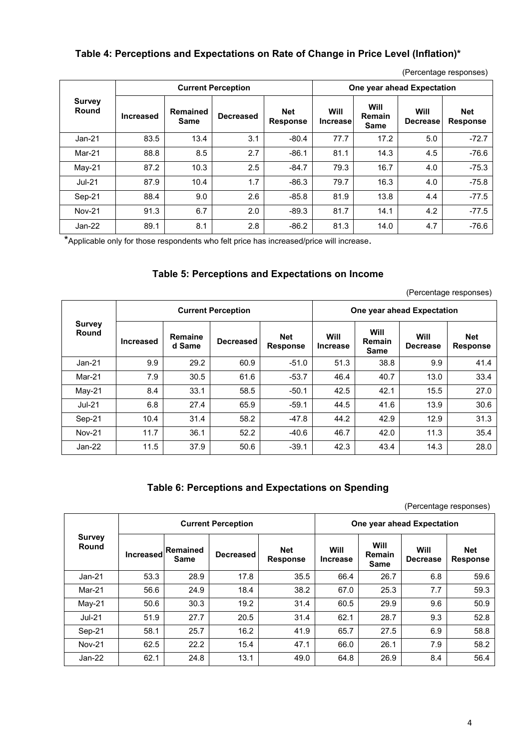### Table 4: Perceptions and Expectations on Rate of Change in Price Level (Inflation)*

(Percentage responses)

| Survey Round | Current Perception | | | | One year ahead Expectation | | | |
|---|---|---|---|---|---|---|---|---|
| | Increased | Remained Same | Decreased | Net Response | Will Increase | Will Remain Same | Will Decrease | Net Response |
| Jan-21 | 83.5 | 13.4 | 3.1 | -80.4 | 77.7 | 17.2 | 5.0 | -72.7 |
| Mar-21 | 88.8 | 8.5 | 2.7 | -86.1 | 81.1 | 14.3 | 4.5 | -76.6 |
| May-21 | 87.2 | 10.3 | 2.5 | -84.7 | 79.3 | 16.7 | 4.0 | -75.3 |
| Jul-21 | 87.9 | 10.4 | 1.7 | -86.3 | 79.7 | 16.3 | 4.0 | -75.8 |
| Sep-21 | 88.4 | 9.0 | 2.6 | -85.8 | 81.9 | 13.8 | 4.4 | -77.5 |
| Nov-21 | 91.3 | 6.7 | 2.0 | -89.3 | 81.7 | 14.1 | 4.2 | -77.5 |
| Jan-22 | 89.1 | 8.1 | 2.8 | -86.2 | 81.3 | 14.0 | 4.7 | -76.6 |

*Applicable only for those respondents who felt price has increased/price will increase.

### Table 5: Perceptions and Expectations on Income

(Percentage responses)

| Survey Round | Current Perception | | | | One year ahead Expectation | | | |
|---|---|---|---|---|---|---|---|---|
| | Increased | Remained Same | Decreased | Net Response | Will Increase | Will Remain Same | Will Decrease | Net Response |
| Jan-21 | 9.9 | 29.2 | 60.9 | -51.0 | 51.3 | 38.8 | 9.9 | 41.4 |
| Mar-21 | 7.9 | 30.5 | 61.6 | -53.7 | 46.4 | 40.7 | 13.0 | 33.4 |
| May-21 | 8.4 | 33.1 | 58.5 | -50.1 | 42.5 | 42.1 | 15.5 | 27.0 |
| Jul-21 | 6.8 | 27.4 | 65.9 | -59.1 | 44.5 | 41.6 | 13.9 | 30.6 |
| Sep-21 | 10.4 | 31.4 | 58.2 | -47.8 | 44.2 | 42.9 | 12.9 | 31.3 |
| Nov-21 | 11.7 | 36.1 | 52.2 | -40.6 | 46.7 | 42.0 | 11.3 | 35.4 |
| Jan-22 | 11.5 | 37.9 | 50.6 | -39.1 | 42.3 | 43.4 | 14.3 | 28.0 |

### Table 6: Perceptions and Expectations on Spending

(Percentage responses)

| Survey Round | Current Perception | | | | One year ahead Expectation | | | |
|---|---|---|---|---|---|---|---|---|
| | Increased | Remained Same | Decreased | Net Response | Will Increase | Will Remain Same | Will Decrease | Net Response |
| Jan-21 | 53.3 | 28.9 | 17.8 | 35.5 | 66.4 | 26.7 | 6.8 | 59.6 |
| Mar-21 | 56.6 | 24.9 | 18.4 | 38.2 | 67.0 | 25.3 | 7.7 | 59.3 |
| May-21 | 50.6 | 30.3 | 19.2 | 31.4 | 60.5 | 29.9 | 9.6 | 50.9 |
| Jul-21 | 51.9 | 27.7 | 20.5 | 31.4 | 62.1 | 28.7 | 9.3 | 52.8 |
| Sep-21 | 58.1 | 25.7 | 16.2 | 41.9 | 65.7 | 27.5 | 6.9 | 58.8 |
| Nov-21 | 62.5 | 22.2 | 15.4 | 47.1 | 66.0 | 26.1 | 7.9 | 58.2 |
| Jan-22 | 62.1 | 24.8 | 13.1 | 49.0 | 64.8 | 26.9 | 8.4 | 56.4 |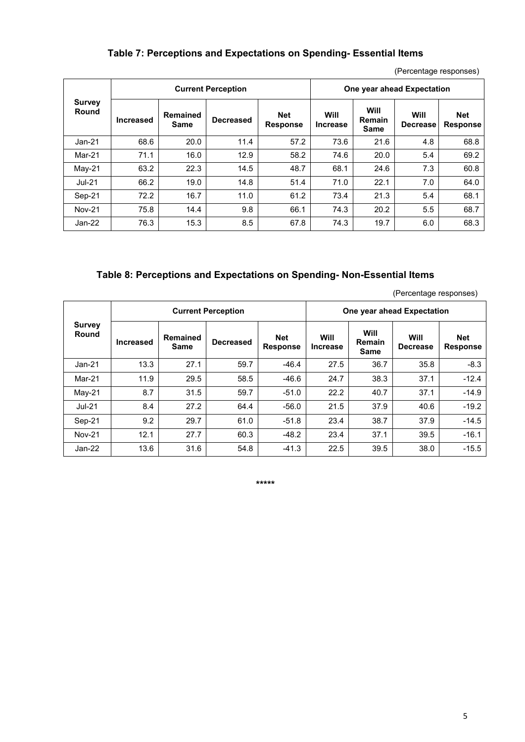## Table 7: Perceptions and Expectations on Spending- Essential Items

(Percentage responses)

| Survey Round | Current Perception | | | | One year ahead Expectation | | | |
|---|---|---|---|---|---|---|---|---|
| | Increased | Remained Same | Decreased | Net Response | Will Increase | Will Remain Same | Will Decrease | Net Response |
| Jan-21 | 68.6 | 20.0 | 11.4 | 57.2 | 73.6 | 21.6 | 4.8 | 68.8 |
| Mar-21 | 71.1 | 16.0 | 12.9 | 58.2 | 74.6 | 20.0 | 5.4 | 69.2 |
| May-21 | 63.2 | 22.3 | 14.5 | 48.7 | 68.1 | 24.6 | 7.3 | 60.8 |
| Jul-21 | 66.2 | 19.0 | 14.8 | 51.4 | 71.0 | 22.1 | 7.0 | 64.0 |
| Sep-21 | 72.2 | 16.7 | 11.0 | 61.2 | 73.4 | 21.3 | 5.4 | 68.1 |
| Nov-21 | 75.8 | 14.4 | 9.8 | 66.1 | 74.3 | 20.2 | 5.5 | 68.7 |
| Jan-22 | 76.3 | 15.3 | 8.5 | 67.8 | 74.3 | 19.7 | 6.0 | 68.3 |

## Table 8: Perceptions and Expectations on Spending- Non-Essential Items

(Percentage responses)

| Survey Round | Current Perception | | | | One year ahead Expectation | | | |
|---|---|---|---|---|---|---|---|---|
| | Increased | Remained Same | Decreased | Net Response | Will Increase | Will Remain Same | Will Decrease | Net Response |
| Jan-21 | 13.3 | 27.1 | 59.7 | -46.4 | 27.5 | 36.7 | 35.8 | -8.3 |
| Mar-21 | 11.9 | 29.5 | 58.5 | -46.6 | 24.7 | 38.3 | 37.1 | -12.4 |
| May-21 | 8.7 | 31.5 | 59.7 | -51.0 | 22.2 | 40.7 | 37.1 | -14.9 |
| Jul-21 | 8.4 | 27.2 | 64.4 | -56.0 | 21.5 | 37.9 | 40.6 | -19.2 |
| Sep-21 | 9.2 | 29.7 | 61.0 | -51.8 | 23.4 | 38.7 | 37.9 | -14.5 |
| Nov-21 | 12.1 | 27.7 | 60.3 | -48.2 | 23.4 | 37.1 | 39.5 | -16.1 |
| Jan-22 | 13.6 | 31.6 | 54.8 | -41.3 | 22.5 | 39.5 | 38.0 | -15.5 |

*****